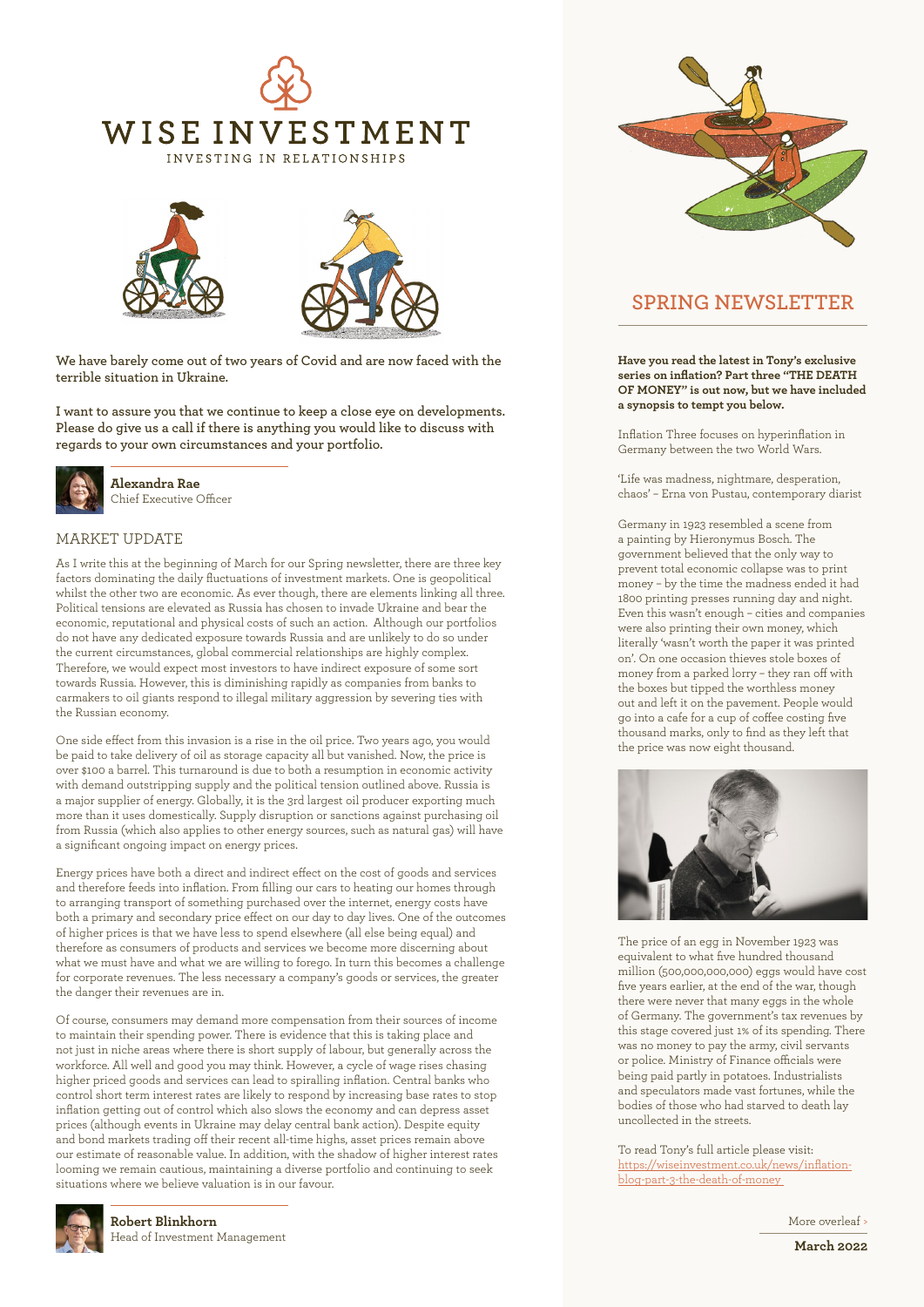# WISE INVESTMENT

INVESTING IN RELATIONSHIPS

**We have barely come out of two years of Covid and are now faced with the terrible situation in Ukraine.**

**I want to assure you that we continue to keep a close eye on developments. Please do give us a call if there is anything you would like to discuss with regards to your own circumstances and your portfolio.**

**Alexandra Rae**
Chief Executive Officer

## MARKET UPDATE

As I write this at the beginning of March for our Spring newsletter, there are three key factors dominating the daily fluctuations of investment markets. One is geopolitical whilst the other two are economic. As ever though, there are elements linking all three. Political tensions are elevated as Russia has chosen to invade Ukraine and bear the economic, reputational and physical costs of such an action. Although our portfolios do not have any dedicated exposure towards Russia and are unlikely to do so under the current circumstances, global commercial relationships are highly complex. Therefore, we would expect most investors to have indirect exposure of some sort towards Russia. However, this is diminishing rapidly as companies from banks to carmakers to oil giants respond to illegal military aggression by severing ties with the Russian economy.

One side effect from this invasion is a rise in the oil price. Two years ago, you would be paid to take delivery of oil as storage capacity all but vanished. Now, the price is over $100 a barrel. This turnaround is due to both a resumption in economic activity with demand outstripping supply and the political tension outlined above. Russia is a major supplier of energy. Globally, it is the 3rd largest oil producer exporting much more than it uses domestically. Supply disruption or sanctions against purchasing oil from Russia (which also applies to other energy sources, such as natural gas) will have a significant ongoing impact on energy prices.

Energy prices have both a direct and indirect effect on the cost of goods and services and therefore feeds into inflation. From filling our cars to heating our homes through to arranging transport of something purchased over the internet, energy costs have both a primary and secondary price effect on our day to day lives. One of the outcomes of higher prices is that we have less to spend elsewhere (all else being equal) and therefore as consumers of products and services we become more discerning about what we must have and what we are willing to forego. In turn this becomes a challenge for corporate revenues. The less necessary a company's goods or services, the greater the danger their revenues are in.

Of course, consumers may demand more compensation from their sources of income to maintain their spending power. There is evidence that this is taking place and not just in niche areas where there is short supply of labour, but generally across the workforce. All well and good you may think. However, a cycle of wage rises chasing higher priced goods and services can lead to spiralling inflation. Central banks who control short term interest rates are likely to respond by increasing base rates to stop inflation getting out of control which also slows the economy and can depress asset prices (although events in Ukraine may delay central bank action). Despite equity and bond markets trading off their recent all-time highs, asset prices remain above our estimate of reasonable value. In addition, with the shadow of higher interest rates looming we remain cautious, maintaining a diverse portfolio and continuing to seek situations where we believe valuation is in our favour.

**Robert Blinkhorn**
Head of Investment Management

## SPRING NEWSLETTER

**Have you read the latest in Tony's exclusive series on inflation? Part three "THE DEATH OF MONEY" is out now, but we have included a synopsis to tempt you below.**

Inflation Three focuses on hyperinflation in Germany between the two World Wars.

'Life was madness, nightmare, desperation, chaos' – Erna von Pustau, contemporary diarist

Germany in 1923 resembled a scene from a painting by Hieronymus Bosch. The government believed that the only way to prevent total economic collapse was to print money – by the time the madness ended it had 1800 printing presses running day and night. Even this wasn't enough – cities and companies were also printing their own money, which literally 'wasn't worth the paper it was printed on'. On one occasion thieves stole boxes of money from a parked lorry – they ran off with the boxes but tipped the worthless money out and left it on the pavement. People would go into a cafe for a cup of coffee costing five thousand marks, only to find as they left that the price was now eight thousand.

The price of an egg in November 1923 was equivalent to what five hundred thousand million (500,000,000,000) eggs would have cost five years earlier, at the end of the war, though there were never that many eggs in the whole of Germany. The government's tax revenues by this stage covered just 1% of its spending. There was no money to pay the army, civil servants or police. Ministry of Finance officials were being paid partly in potatoes. Industrialists and speculators made vast fortunes, while the bodies of those who had starved to death lay uncollected in the streets.

To read Tony's full article please visit:
https://wiseinvestment.co.uk/news/inflation-blog-part-3-the-death-of-money

More overleaf >

**March 2022**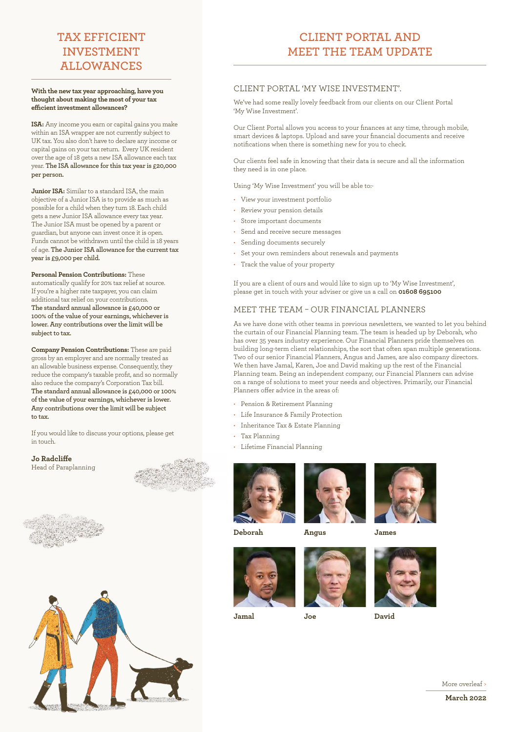# TAX EFFICIENT INVESTMENT ALLOWANCES

**With the new tax year approaching, have you thought about making the most of your tax efficient investment allowances?**

**ISA:** Any income you earn or capital gains you make within an ISA wrapper are not currently subject to UK tax. You also don't have to declare any income or capital gains on your tax return. Every UK resident over the age of 18 gets a new ISA allowance each tax year. **The ISA allowance for this tax year is £20,000 per person.**

**Junior ISA:** Similar to a standard ISA, the main objective of a Junior ISA is to provide as much as possible for a child when they turn 18. Each child gets a new Junior ISA allowance every tax year. The Junior ISA must be opened by a parent or guardian, but anyone can invest once it is open. Funds cannot be withdrawn until the child is 18 years of age. **The Junior ISA allowance for the current tax year is £9,000 per child.**

**Personal Pension Contributions:** These automatically qualify for 20% tax relief at source. If you're a higher rate taxpayer, you can claim additional tax relief on your contributions. **The standard annual allowance is £40,000 or 100% of the value of your earnings, whichever is lower. Any contributions over the limit will be subject to tax.**

**Company Pension Contributions:** These are paid gross by an employer and are normally treated as an allowable business expense. Consequently, they reduce the company's taxable profit, and so normally also reduce the company's Corporation Tax bill. **The standard annual allowance is £40,000 or 100% of the value of your earnings, whichever is lower. Any contributions over the limit will be subject to tax.**

If you would like to discuss your options, please get in touch.

**Jo Radcliffe**
Head of Paraplanning

# CLIENT PORTAL AND MEET THE TEAM UPDATE

## CLIENT PORTAL 'MY WISE INVESTMENT'.

We've had some really lovely feedback from our clients on our Client Portal 'My Wise Investment'.

Our Client Portal allows you access to your finances at any time, through mobile, smart devices & laptops. Upload and save your financial documents and receive notifications when there is something new for you to check.

Our clients feel safe in knowing that their data is secure and all the information they need is in one place.

Using 'My Wise Investment' you will be able to:-

- View your investment portfolio
- Review your pension details
- Store important documents
- Send and receive secure messages
- Sending documents securely
- Set your own reminders about renewals and payments
- Track the value of your property

If you are a client of ours and would like to sign up to 'My Wise Investment', please get in touch with your adviser or give us a call on **01608 695100**

## MEET THE TEAM – OUR FINANCIAL PLANNERS

As we have done with other teams in previous newsletters, we wanted to let you behind the curtain of our Financial Planning team. The team is headed up by Deborah, who has over 35 years industry experience. Our Financial Planners pride themselves on building long-term client relationships, the sort that often span multiple generations. Two of our senior Financial Planners, Angus and James, are also company directors. We then have Jamal, Karen, Joe and David making up the rest of the Financial Planning team. Being an independent company, our Financial Planners can advise on a range of solutions to meet your needs and objectives. Primarily, our Financial Planners offer advice in the areas of:

- Pension & Retirement Planning
- Life Insurance & Family Protection
- Inheritance Tax & Estate Planning
- Tax Planning
- Lifetime Financial Planning

**Deborah** **Angus** **James**

**Jamal** **Joe** **David**

More overleaf >

**March 2022**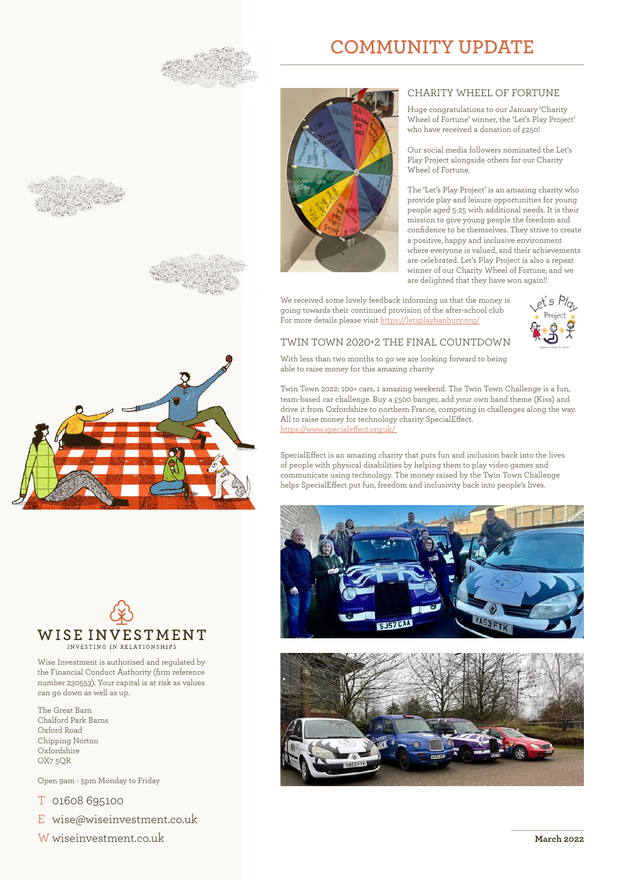# COMMUNITY UPDATE

## CHARITY WHEEL OF FORTUNE

Huge congratulations to our January 'Charity Wheel of Fortune' winner, the 'Let's Play Project' who have received a donation of £250!

Our social media followers nominated the Let's Play Project alongside others for our Charity Wheel of Fortune.

The 'Let's Play Project' is an amazing charity who provide play and leisure opportunities for young people aged 5-25 with additional needs. It is their mission to give young people the freedom and confidence to be themselves. They strive to create a positive, happy and inclusive environment where everyone is valued, and their achievements are celebrated. Let's Play Project is also a repeat winner of our Charity Wheel of Fortune, and we are delighted that they have won again!!

We received some lovely feedback informing us that the money is going towards their continued provision of the after-school club For more details please visit https://letsplaybanbury.org/

## TWIN TOWN 2020+2 THE FINAL COUNTDOWN

With less than two months to go we are looking forward to being able to raise money for this amazing charity

Twin Town 2022: 100+ cars, 1 amazing weekend. The Twin Town Challenge is a fun, team-based car challenge. Buy a £500 banger, add your own band theme (Kiss) and drive it from Oxfordshire to northern France, competing in challenges along the way. All to raise money for technology charity SpecialEffect.
https://www.specialeffect.org.uk/

SpecialEffect is an amazing charity that puts fun and inclusion back into the lives of people with physical disabilities by helping them to play video games and communicate using technology. The money raised by the Twin Town Challenge helps SpecialEffect put fun, freedom and inclusivity back into people's lives.

**WISE INVESTMENT**
INVESTING IN RELATIONSHIPS

Wise Investment is authorised and regulated by the Financial Conduct Authority (firm reference number 230553). Your capital is at risk as values can go down as well as up.

The Great Barn
Chalford Park Barns
Oxford Road
Chipping Norton
Oxfordshire
OX7 5QR

Open 9am - 5pm Monday to Friday

T 01608 695100
E wise@wiseinvestment.co.uk
W wiseinvestment.co.uk

**March 2022**